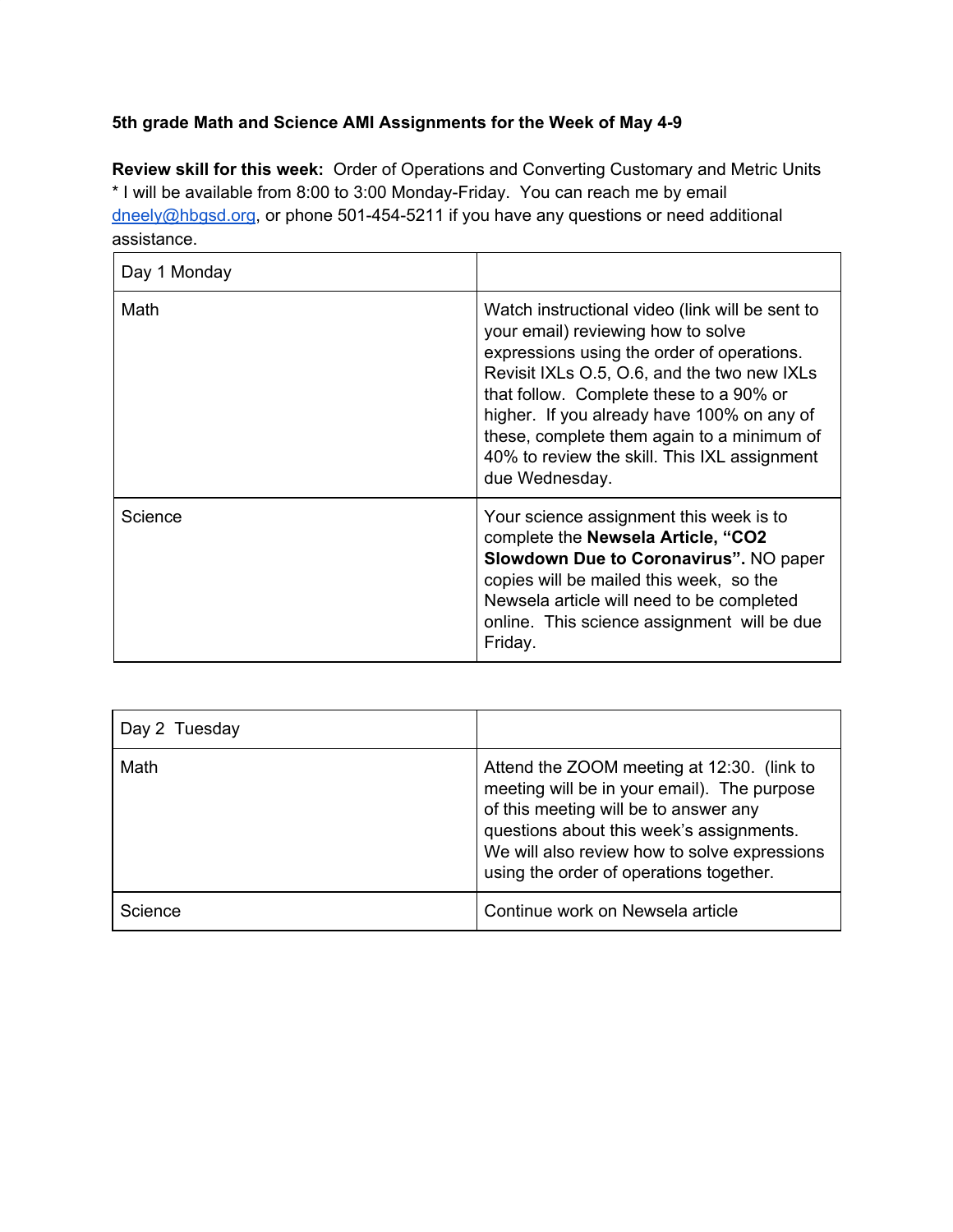**5th grade Math and Science AMI Assignments for the Week of May 4-9**

**Review skill for this week:** Order of Operations and Converting Customary and Metric Units
* I will be available from 8:00 to 3:00 Monday-Friday. You can reach me by email dneely@hbgsd.org, or phone 501-454-5211 if you have any questions or need additional assistance.

| Day 1 Monday | |
|---|---|
| Math | Watch instructional video (link will be sent to your email) reviewing how to solve expressions using the order of operations. Revisit IXLs O.5, O.6, and the two new IXLs that follow. Complete these to a 90% or higher. If you already have 100% on any of these, complete them again to a minimum of 40% to review the skill. This IXL assignment due Wednesday. |
| Science | Your science assignment this week is to complete the **Newsela Article, "CO2 Slowdown Due to Coronavirus".** NO paper copies will be mailed this week, so the Newsela article will need to be completed online. This science assignment will be due Friday. |

| Day 2 Tuesday | |
|---|---|
| Math | Attend the ZOOM meeting at 12:30. (link to meeting will be in your email). The purpose of this meeting will be to answer any questions about this week's assignments. We will also review how to solve expressions using the order of operations together. |
| Science | Continue work on Newsela article |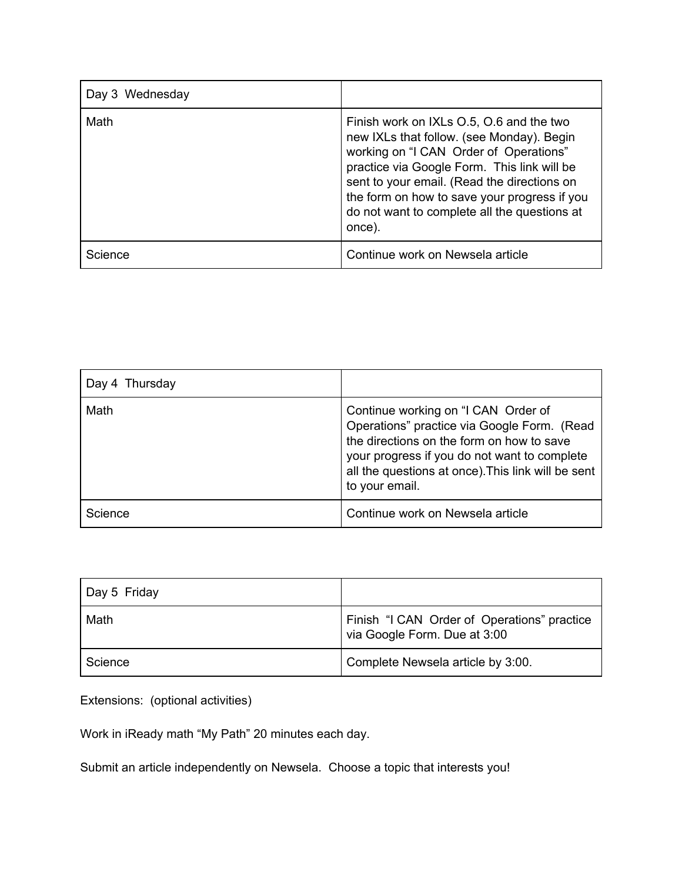| Day 3  Wednesday | |
|---|---|
| Math | Finish work on IXLs O.5, O.6 and the two new IXLs that follow. (see Monday). Begin working on “I CAN  Order of  Operations” practice via Google Form.  This link will be sent to your email. (Read the directions on the form on how to save your progress if you do not want to complete all the questions at once). |
| Science | Continue work on Newsela article |

| Day 4  Thursday | |
|---|---|
| Math | Continue working on “I CAN  Order of Operations” practice via Google Form.  (Read the directions on the form on how to save your progress if you do not want to complete all the questions at once).This link will be sent to your email. |
| Science | Continue work on Newsela article |

| Day 5  Friday | |
|---|---|
| Math | Finish  “I CAN  Order of  Operations” practice via Google Form. Due at 3:00 |
| Science | Complete Newsela article by 3:00. |

Extensions:  (optional activities)

Work in iReady math “My Path” 20 minutes each day.

Submit an article independently on Newsela.  Choose a topic that interests you!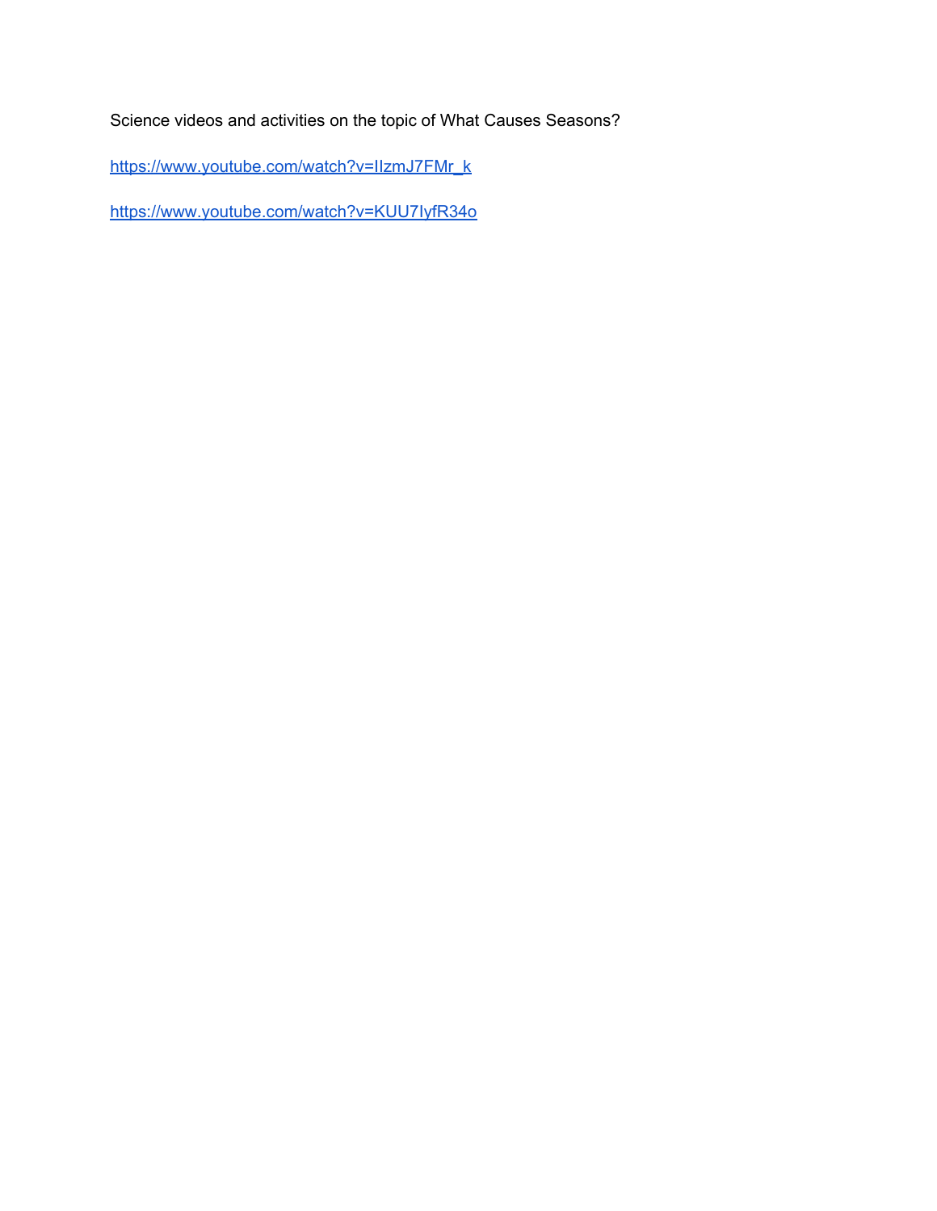Science videos and activities on the topic of What Causes Seasons?

https://www.youtube.com/watch?v=IlzmJ7FMr_k

https://www.youtube.com/watch?v=KUU7IyfR34o